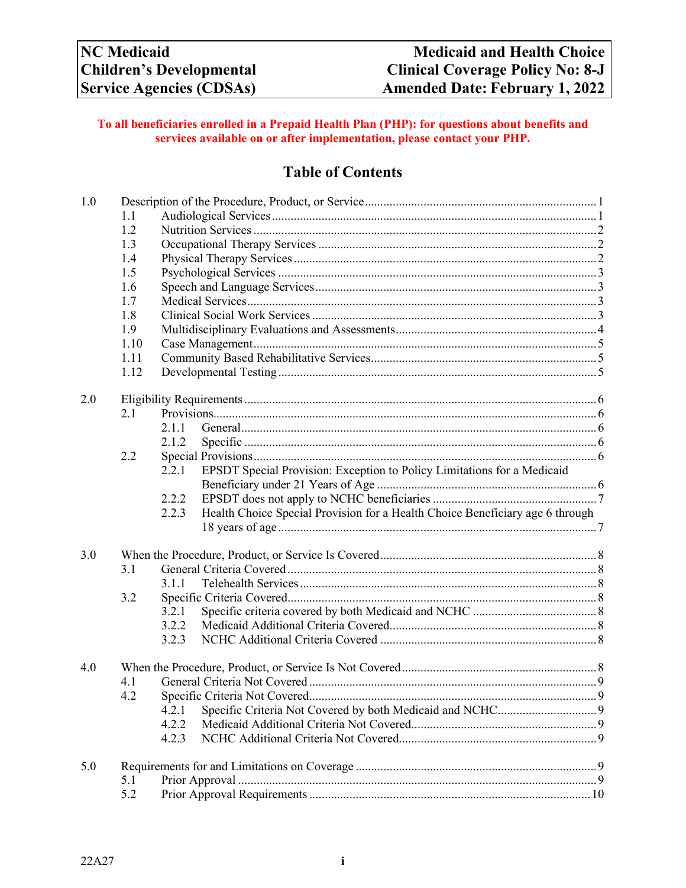| NC Medicaid<br>Children's Developmental<br>Service Agencies (CDSAs) | Medicaid and Health Choice<br>Clinical Coverage Policy No: 8-J<br>Amended Date: February 1, 2022 |
|---|---|

**To all beneficiaries enrolled in a Prepaid Health Plan (PHP): for questions about benefits and services available on or after implementation, please contact your PHP.**

# Table of Contents

- 1.0 Description of the Procedure, Product, or Service .......... 1
  - 1.1 Audiological Services .......... 1
  - 1.2 Nutrition Services .......... 2
  - 1.3 Occupational Therapy Services .......... 2
  - 1.4 Physical Therapy Services .......... 2
  - 1.5 Psychological Services .......... 3
  - 1.6 Speech and Language Services .......... 3
  - 1.7 Medical Services .......... 3
  - 1.8 Clinical Social Work Services .......... 3
  - 1.9 Multidisciplinary Evaluations and Assessments .......... 4
  - 1.10 Case Management .......... 5
  - 1.11 Community Based Rehabilitative Services .......... 5
  - 1.12 Developmental Testing .......... 5
- 2.0 Eligibility Requirements .......... 6
  - 2.1 Provisions .......... 6
    - 2.1.1 General .......... 6
    - 2.1.2 Specific .......... 6
  - 2.2 Special Provisions .......... 6
    - 2.2.1 EPSDT Special Provision: Exception to Policy Limitations for a Medicaid Beneficiary under 21 Years of Age .......... 6
    - 2.2.2 EPSDT does not apply to NCHC beneficiaries .......... 7
    - 2.2.3 Health Choice Special Provision for a Health Choice Beneficiary age 6 through 18 years of age .......... 7
- 3.0 When the Procedure, Product, or Service Is Covered .......... 8
  - 3.1 General Criteria Covered .......... 8
    - 3.1.1 Telehealth Services .......... 8
  - 3.2 Specific Criteria Covered .......... 8
    - 3.2.1 Specific criteria covered by both Medicaid and NCHC .......... 8
    - 3.2.2 Medicaid Additional Criteria Covered .......... 8
    - 3.2.3 NCHC Additional Criteria Covered .......... 8
- 4.0 When the Procedure, Product, or Service Is Not Covered .......... 8
  - 4.1 General Criteria Not Covered .......... 9
  - 4.2 Specific Criteria Not Covered .......... 9
    - 4.2.1 Specific Criteria Not Covered by both Medicaid and NCHC .......... 9
    - 4.2.2 Medicaid Additional Criteria Not Covered .......... 9
    - 4.2.3 NCHC Additional Criteria Not Covered .......... 9
- 5.0 Requirements for and Limitations on Coverage .......... 9
  - 5.1 Prior Approval .......... 9
  - 5.2 Prior Approval Requirements .......... 10

22A27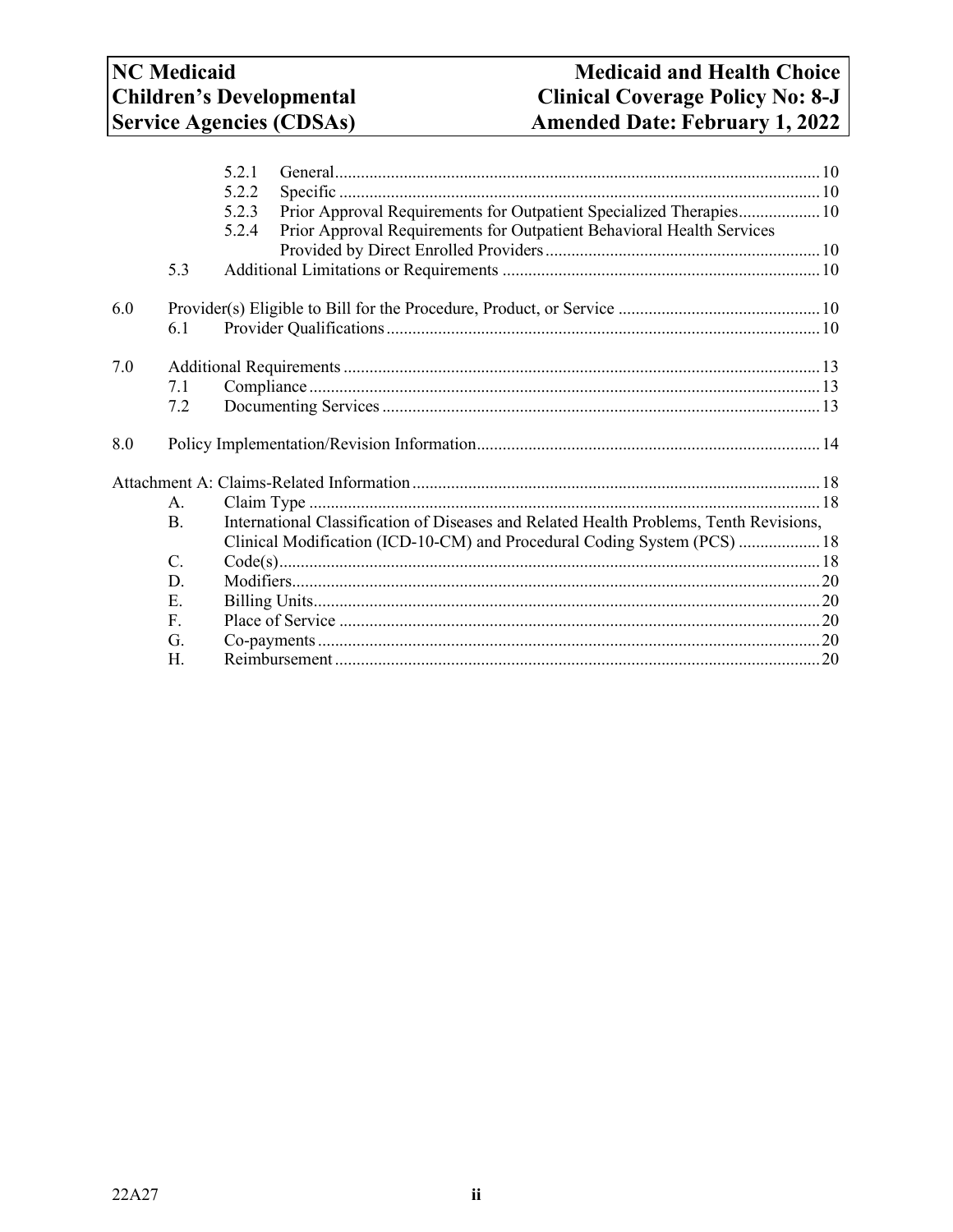5.2.1 General ..... 10
5.2.2 Specific ..... 10
5.2.3 Prior Approval Requirements for Outpatient Specialized Therapies ..... 10
5.2.4 Prior Approval Requirements for Outpatient Behavioral Health Services Provided by Direct Enrolled Providers ..... 10

5.3 Additional Limitations or Requirements ..... 10

6.0 Provider(s) Eligible to Bill for the Procedure, Product, or Service ..... 10

6.1 Provider Qualifications ..... 10

7.0 Additional Requirements ..... 13

7.1 Compliance ..... 13
7.2 Documenting Services ..... 13

8.0 Policy Implementation/Revision Information ..... 14

Attachment A: Claims-Related Information ..... 18

A. Claim Type ..... 18
B. International Classification of Diseases and Related Health Problems, Tenth Revisions, Clinical Modification (ICD-10-CM) and Procedural Coding System (PCS) ..... 18
C. Code(s) ..... 18
D. Modifiers ..... 20
E. Billing Units ..... 20
F. Place of Service ..... 20
G. Co-payments ..... 20
H. Reimbursement ..... 20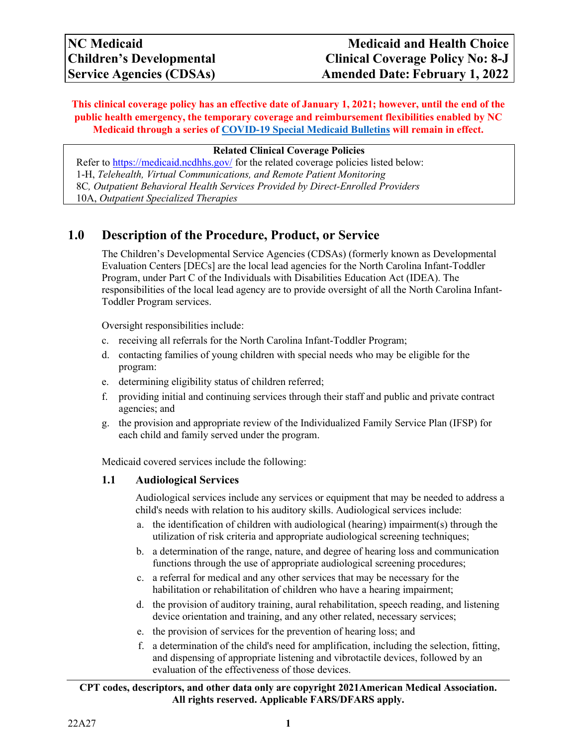| NC Medicaid | Medicaid and Health Choice |
|---|---|
| Children's Developmental Service Agencies (CDSAs) | Clinical Coverage Policy No: 8-J Amended Date: February 1, 2022 |

**This clinical coverage policy has an effective date of January 1, 2021; however, until the end of the public health emergency, the temporary coverage and reimbursement flexibilities enabled by NC Medicaid through a series of COVID-19 Special Medicaid Bulletins will remain in effect.**

**Related Clinical Coverage Policies**

Refer to https://medicaid.ncdhhs.gov/ for the related coverage policies listed below:
1-H, *Telehealth, Virtual Communications, and Remote Patient Monitoring*
8C*, Outpatient Behavioral Health Services Provided by Direct-Enrolled Providers*
10A, *Outpatient Specialized Therapies*

## 1.0 Description of the Procedure, Product, or Service

The Children's Developmental Service Agencies (CDSAs) (formerly known as Developmental Evaluation Centers [DECs] are the local lead agencies for the North Carolina Infant-Toddler Program, under Part C of the Individuals with Disabilities Education Act (IDEA). The responsibilities of the local lead agency are to provide oversight of all the North Carolina Infant-Toddler Program services.

Oversight responsibilities include:

c. receiving all referrals for the North Carolina Infant-Toddler Program;
d. contacting families of young children with special needs who may be eligible for the program:
e. determining eligibility status of children referred;
f. providing initial and continuing services through their staff and public and private contract agencies; and
g. the provision and appropriate review of the Individualized Family Service Plan (IFSP) for each child and family served under the program.

Medicaid covered services include the following:

### 1.1 Audiological Services

Audiological services include any services or equipment that may be needed to address a child's needs with relation to his auditory skills. Audiological services include:

a. the identification of children with audiological (hearing) impairment(s) through the utilization of risk criteria and appropriate audiological screening techniques;
b. a determination of the range, nature, and degree of hearing loss and communication functions through the use of appropriate audiological screening procedures;
c. a referral for medical and any other services that may be necessary for the habilitation or rehabilitation of children who have a hearing impairment;
d. the provision of auditory training, aural rehabilitation, speech reading, and listening device orientation and training, and any other related, necessary services;
e. the provision of services for the prevention of hearing loss; and
f. a determination of the child's need for amplification, including the selection, fitting, and dispensing of appropriate listening and vibrotactile devices, followed by an evaluation of the effectiveness of those devices.

**CPT codes, descriptors, and other data only are copyright 2021American Medical Association. All rights reserved. Applicable FARS/DFARS apply.**

22A27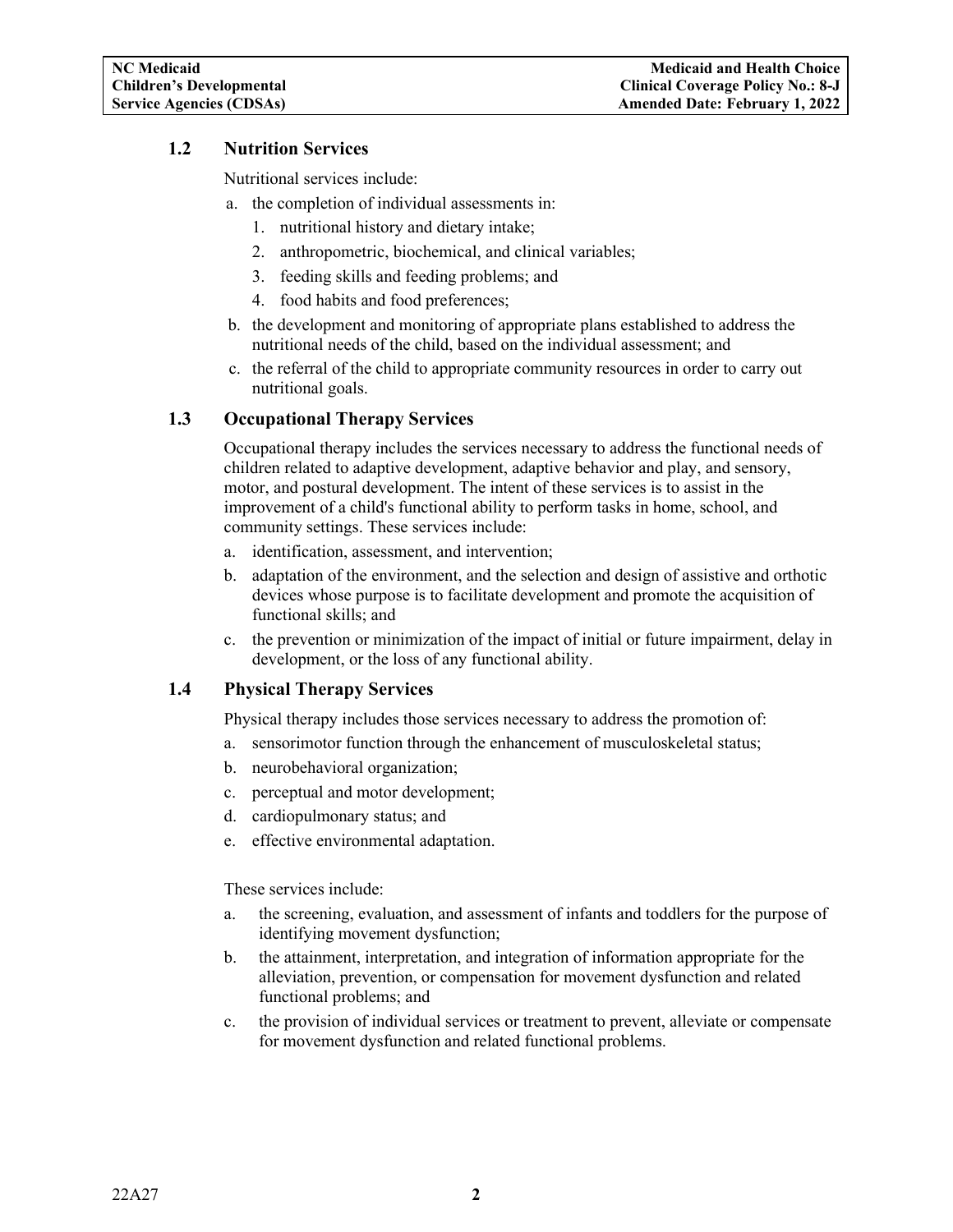### 1.2 Nutrition Services

Nutritional services include:

a. the completion of individual assessments in:
   1. nutritional history and dietary intake;
   2. anthropometric, biochemical, and clinical variables;
   3. feeding skills and feeding problems; and
   4. food habits and food preferences;

b. the development and monitoring of appropriate plans established to address the nutritional needs of the child, based on the individual assessment; and

c. the referral of the child to appropriate community resources in order to carry out nutritional goals.

### 1.3 Occupational Therapy Services

Occupational therapy includes the services necessary to address the functional needs of children related to adaptive development, adaptive behavior and play, and sensory, motor, and postural development. The intent of these services is to assist in the improvement of a child's functional ability to perform tasks in home, school, and community settings. These services include:

a. identification, assessment, and intervention;

b. adaptation of the environment, and the selection and design of assistive and orthotic devices whose purpose is to facilitate development and promote the acquisition of functional skills; and

c. the prevention or minimization of the impact of initial or future impairment, delay in development, or the loss of any functional ability.

### 1.4 Physical Therapy Services

Physical therapy includes those services necessary to address the promotion of:

a. sensorimotor function through the enhancement of musculoskeletal status;
b. neurobehavioral organization;
c. perceptual and motor development;
d. cardiopulmonary status; and
e. effective environmental adaptation.

These services include:

a. the screening, evaluation, and assessment of infants and toddlers for the purpose of identifying movement dysfunction;

b. the attainment, interpretation, and integration of information appropriate for the alleviation, prevention, or compensation for movement dysfunction and related functional problems; and

c. the provision of individual services or treatment to prevent, alleviate or compensate for movement dysfunction and related functional problems.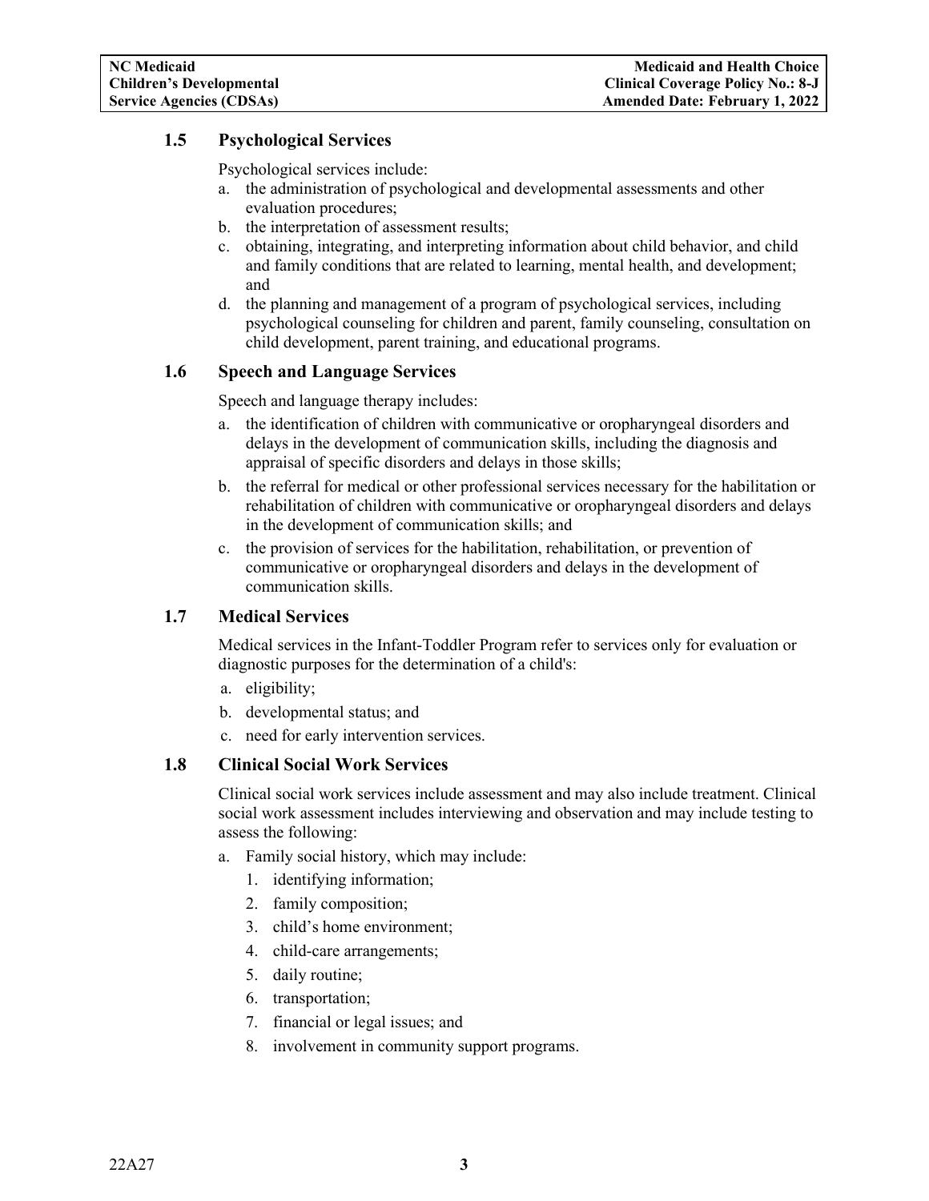### 1.5 Psychological Services

Psychological services include:

a. the administration of psychological and developmental assessments and other evaluation procedures;
b. the interpretation of assessment results;
c. obtaining, integrating, and interpreting information about child behavior, and child and family conditions that are related to learning, mental health, and development; and
d. the planning and management of a program of psychological services, including psychological counseling for children and parent, family counseling, consultation on child development, parent training, and educational programs.

### 1.6 Speech and Language Services

Speech and language therapy includes:

a. the identification of children with communicative or oropharyngeal disorders and delays in the development of communication skills, including the diagnosis and appraisal of specific disorders and delays in those skills;
b. the referral for medical or other professional services necessary for the habilitation or rehabilitation of children with communicative or oropharyngeal disorders and delays in the development of communication skills; and
c. the provision of services for the habilitation, rehabilitation, or prevention of communicative or oropharyngeal disorders and delays in the development of communication skills.

### 1.7 Medical Services

Medical services in the Infant-Toddler Program refer to services only for evaluation or diagnostic purposes for the determination of a child's:

a. eligibility;
b. developmental status; and
c. need for early intervention services.

### 1.8 Clinical Social Work Services

Clinical social work services include assessment and may also include treatment. Clinical social work assessment includes interviewing and observation and may include testing to assess the following:

a. Family social history, which may include:
    1. identifying information;
    2. family composition;
    3. child's home environment;
    4. child-care arrangements;
    5. daily routine;
    6. transportation;
    7. financial or legal issues; and
    8. involvement in community support programs.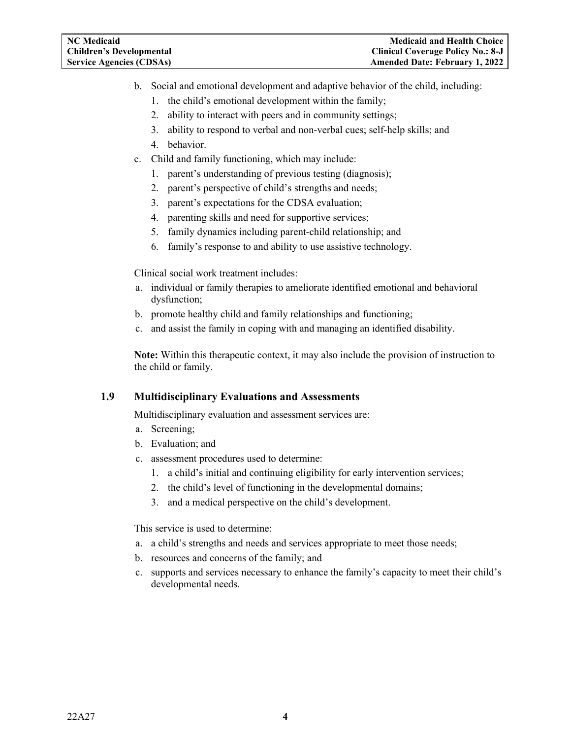b. Social and emotional development and adaptive behavior of the child, including:
   1. the child's emotional development within the family;
   2. ability to interact with peers and in community settings;
   3. ability to respond to verbal and non-verbal cues; self-help skills; and
   4. behavior.
c. Child and family functioning, which may include:
   1. parent's understanding of previous testing (diagnosis);
   2. parent's perspective of child's strengths and needs;
   3. parent's expectations for the CDSA evaluation;
   4. parenting skills and need for supportive services;
   5. family dynamics including parent-child relationship; and
   6. family's response to and ability to use assistive technology.

Clinical social work treatment includes:

a. individual or family therapies to ameliorate identified emotional and behavioral dysfunction;
b. promote healthy child and family relationships and functioning;
c. and assist the family in coping with and managing an identified disability.

**Note:** Within this therapeutic context, it may also include the provision of instruction to the child or family.

### 1.9 Multidisciplinary Evaluations and Assessments

Multidisciplinary evaluation and assessment services are:

a. Screening;
b. Evaluation; and
c. assessment procedures used to determine:
   1. a child's initial and continuing eligibility for early intervention services;
   2. the child's level of functioning in the developmental domains;
   3. and a medical perspective on the child's development.

This service is used to determine:

a. a child's strengths and needs and services appropriate to meet those needs;
b. resources and concerns of the family; and
c. supports and services necessary to enhance the family's capacity to meet their child's developmental needs.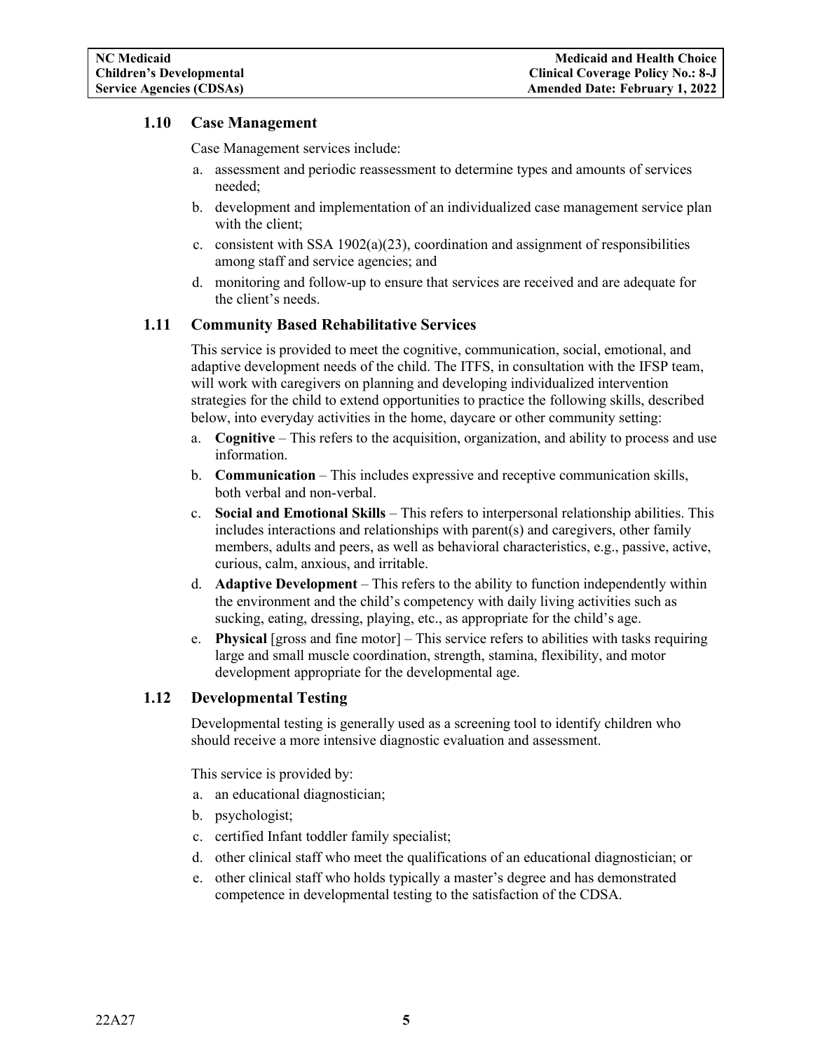### 1.10 Case Management

Case Management services include:

a. assessment and periodic reassessment to determine types and amounts of services needed;
b. development and implementation of an individualized case management service plan with the client;
c. consistent with SSA 1902(a)(23), coordination and assignment of responsibilities among staff and service agencies; and
d. monitoring and follow-up to ensure that services are received and are adequate for the client's needs.

### 1.11 Community Based Rehabilitative Services

This service is provided to meet the cognitive, communication, social, emotional, and adaptive development needs of the child. The ITFS, in consultation with the IFSP team, will work with caregivers on planning and developing individualized intervention strategies for the child to extend opportunities to practice the following skills, described below, into everyday activities in the home, daycare or other community setting:

a. **Cognitive** – This refers to the acquisition, organization, and ability to process and use information.
b. **Communication** – This includes expressive and receptive communication skills, both verbal and non-verbal.
c. **Social and Emotional Skills** – This refers to interpersonal relationship abilities. This includes interactions and relationships with parent(s) and caregivers, other family members, adults and peers, as well as behavioral characteristics, e.g., passive, active, curious, calm, anxious, and irritable.
d. **Adaptive Development** – This refers to the ability to function independently within the environment and the child's competency with daily living activities such as sucking, eating, dressing, playing, etc., as appropriate for the child's age.
e. **Physical** [gross and fine motor] – This service refers to abilities with tasks requiring large and small muscle coordination, strength, stamina, flexibility, and motor development appropriate for the developmental age.

### 1.12 Developmental Testing

Developmental testing is generally used as a screening tool to identify children who should receive a more intensive diagnostic evaluation and assessment.

This service is provided by:

a. an educational diagnostician;
b. psychologist;
c. certified Infant toddler family specialist;
d. other clinical staff who meet the qualifications of an educational diagnostician; or
e. other clinical staff who holds typically a master's degree and has demonstrated competence in developmental testing to the satisfaction of the CDSA.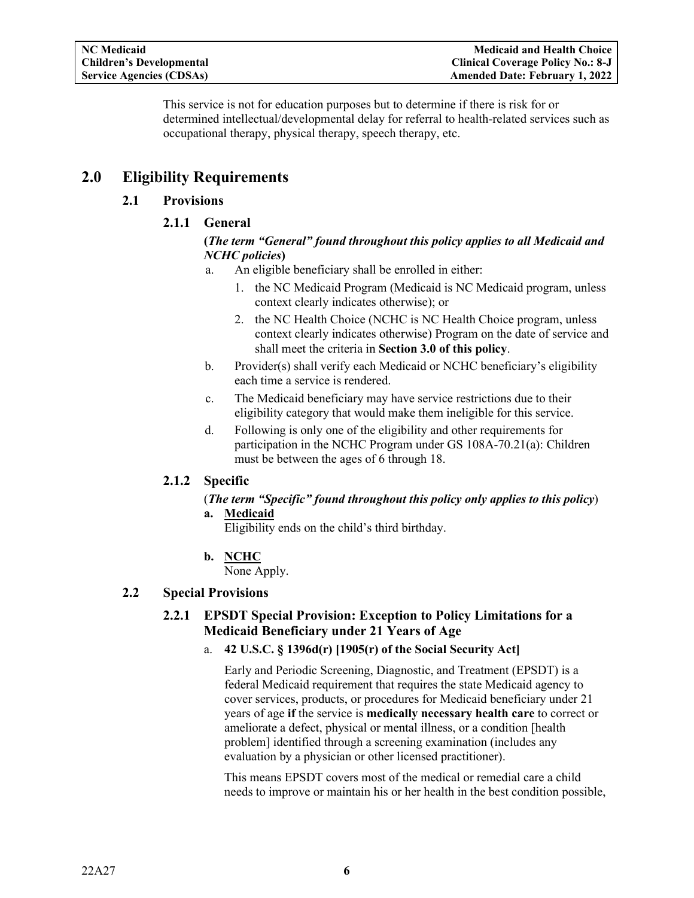This service is not for education purposes but to determine if there is risk for or determined intellectual/developmental delay for referral to health-related services such as occupational therapy, physical therapy, speech therapy, etc.

# 2.0 Eligibility Requirements

## 2.1 Provisions

### 2.1.1 General

**(*The term "General" found throughout this policy applies to all Medicaid and NCHC policies*)**

a. An eligible beneficiary shall be enrolled in either:
   1. the NC Medicaid Program (Medicaid is NC Medicaid program, unless context clearly indicates otherwise); or
   2. the NC Health Choice (NCHC is NC Health Choice program, unless context clearly indicates otherwise) Program on the date of service and shall meet the criteria in **Section 3.0 of this policy**.

b. Provider(s) shall verify each Medicaid or NCHC beneficiary's eligibility each time a service is rendered.

c. The Medicaid beneficiary may have service restrictions due to their eligibility category that would make them ineligible for this service.

d. Following is only one of the eligibility and other requirements for participation in the NCHC Program under GS 108A-70.21(a): Children must be between the ages of 6 through 18.

### 2.1.2 Specific

(***The term "Specific" found throughout this policy only applies to this policy***)

**a. <u>Medicaid</u>**

Eligibility ends on the child's third birthday.

**b. <u>NCHC</u>**

None Apply.

## 2.2 Special Provisions

### 2.2.1 EPSDT Special Provision: Exception to Policy Limitations for a Medicaid Beneficiary under 21 Years of Age

a. **42 U.S.C. § 1396d(r) [1905(r) of the Social Security Act]**

Early and Periodic Screening, Diagnostic, and Treatment (EPSDT) is a federal Medicaid requirement that requires the state Medicaid agency to cover services, products, or procedures for Medicaid beneficiary under 21 years of age **if** the service is **medically necessary health care** to correct or ameliorate a defect, physical or mental illness, or a condition [health problem] identified through a screening examination (includes any evaluation by a physician or other licensed practitioner).

This means EPSDT covers most of the medical or remedial care a child needs to improve or maintain his or her health in the best condition possible,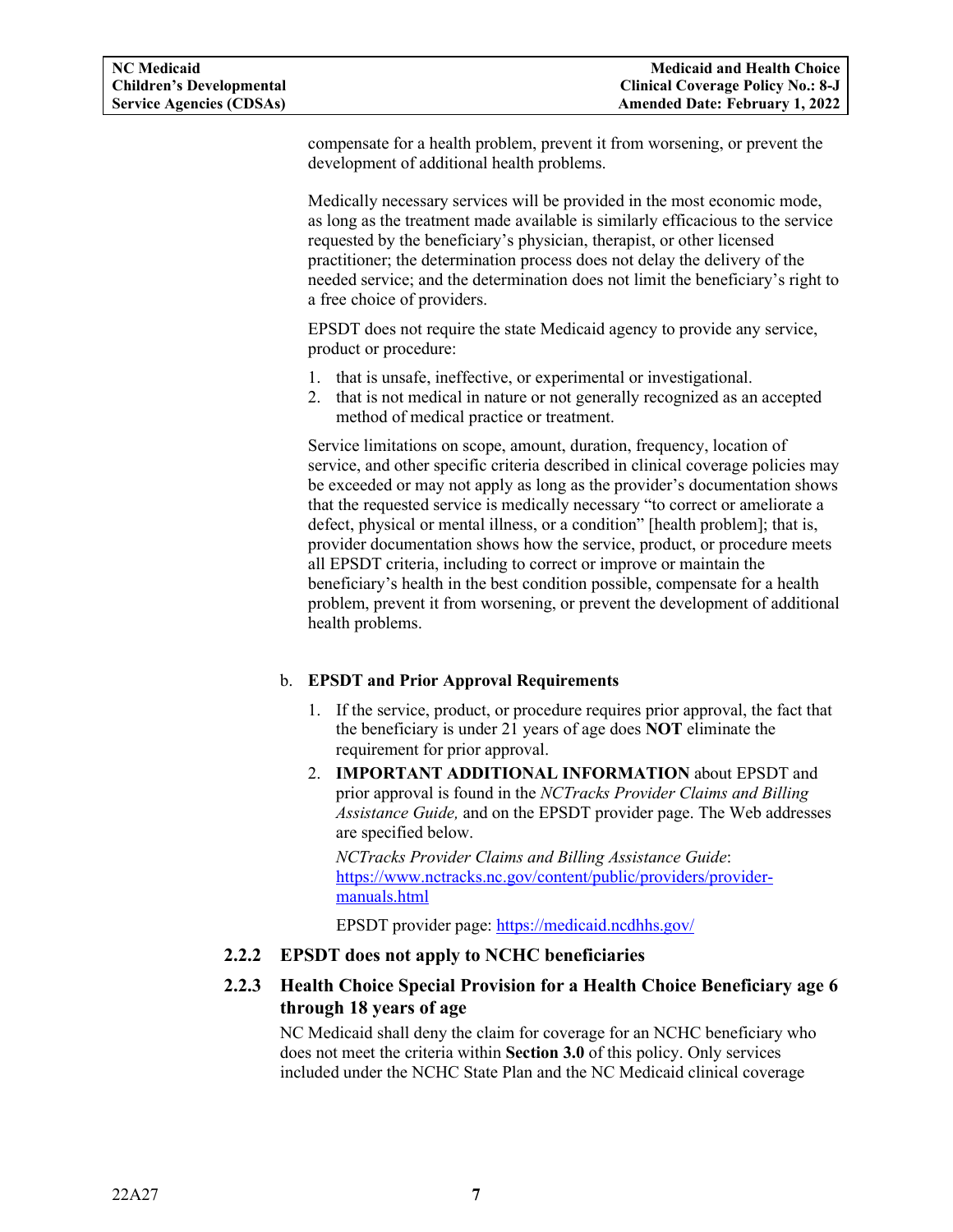compensate for a health problem, prevent it from worsening, or prevent the development of additional health problems.

Medically necessary services will be provided in the most economic mode, as long as the treatment made available is similarly efficacious to the service requested by the beneficiary's physician, therapist, or other licensed practitioner; the determination process does not delay the delivery of the needed service; and the determination does not limit the beneficiary's right to a free choice of providers.

EPSDT does not require the state Medicaid agency to provide any service, product or procedure:

1. that is unsafe, ineffective, or experimental or investigational.
2. that is not medical in nature or not generally recognized as an accepted method of medical practice or treatment.

Service limitations on scope, amount, duration, frequency, location of service, and other specific criteria described in clinical coverage policies may be exceeded or may not apply as long as the provider's documentation shows that the requested service is medically necessary "to correct or ameliorate a defect, physical or mental illness, or a condition" [health problem]; that is, provider documentation shows how the service, product, or procedure meets all EPSDT criteria, including to correct or improve or maintain the beneficiary's health in the best condition possible, compensate for a health problem, prevent it from worsening, or prevent the development of additional health problems.

b. **EPSDT and Prior Approval Requirements**

1. If the service, product, or procedure requires prior approval, the fact that the beneficiary is under 21 years of age does **NOT** eliminate the requirement for prior approval.
2. **IMPORTANT ADDITIONAL INFORMATION** about EPSDT and prior approval is found in the *NCTracks Provider Claims and Billing Assistance Guide,* and on the EPSDT provider page. The Web addresses are specified below.

   *NCTracks Provider Claims and Billing Assistance Guide*: https://www.nctracks.nc.gov/content/public/providers/provider-manuals.html

   EPSDT provider page: https://medicaid.ncdhhs.gov/

### 2.2.2 EPSDT does not apply to NCHC beneficiaries

### 2.2.3 Health Choice Special Provision for a Health Choice Beneficiary age 6 through 18 years of age

NC Medicaid shall deny the claim for coverage for an NCHC beneficiary who does not meet the criteria within **Section 3.0** of this policy. Only services included under the NCHC State Plan and the NC Medicaid clinical coverage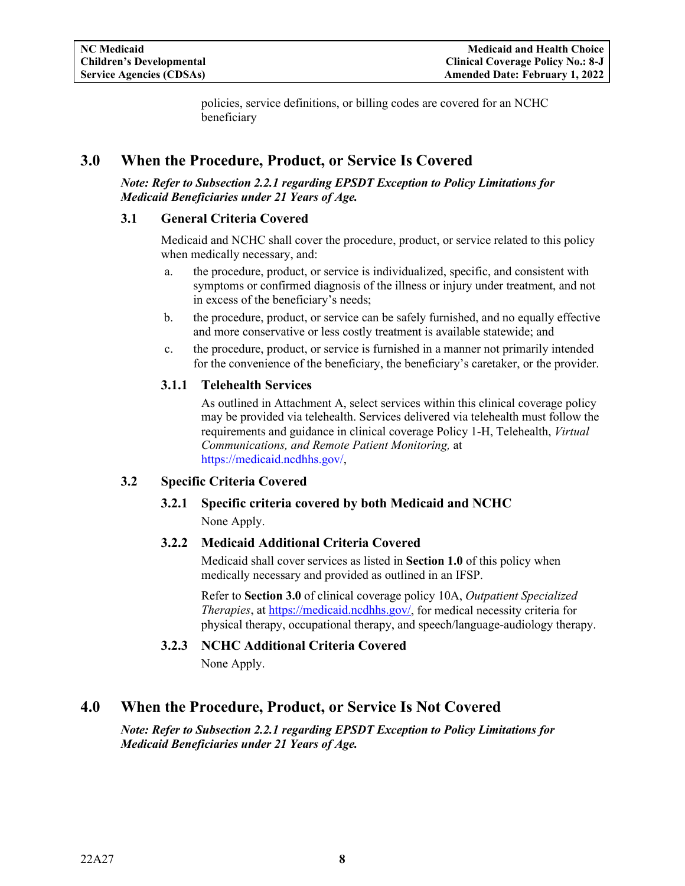policies, service definitions, or billing codes are covered for an NCHC beneficiary

# 3.0 When the Procedure, Product, or Service Is Covered

***Note: Refer to Subsection 2.2.1 regarding EPSDT Exception to Policy Limitations for Medicaid Beneficiaries under 21 Years of Age.***

## 3.1 General Criteria Covered

Medicaid and NCHC shall cover the procedure, product, or service related to this policy when medically necessary, and:

a. the procedure, product, or service is individualized, specific, and consistent with symptoms or confirmed diagnosis of the illness or injury under treatment, and not in excess of the beneficiary's needs;

b. the procedure, product, or service can be safely furnished, and no equally effective and more conservative or less costly treatment is available statewide; and

c. the procedure, product, or service is furnished in a manner not primarily intended for the convenience of the beneficiary, the beneficiary's caretaker, or the provider.

### 3.1.1 Telehealth Services

As outlined in Attachment A, select services within this clinical coverage policy may be provided via telehealth. Services delivered via telehealth must follow the requirements and guidance in clinical coverage Policy 1-H, Telehealth, *Virtual Communications, and Remote Patient Monitoring,* at https://medicaid.ncdhhs.gov/,

## 3.2 Specific Criteria Covered

### 3.2.1 Specific criteria covered by both Medicaid and NCHC

None Apply.

### 3.2.2 Medicaid Additional Criteria Covered

Medicaid shall cover services as listed in **Section 1.0** of this policy when medically necessary and provided as outlined in an IFSP.

Refer to **Section 3.0** of clinical coverage policy 10A, *Outpatient Specialized Therapies*, at https://medicaid.ncdhhs.gov/, for medical necessity criteria for physical therapy, occupational therapy, and speech/language-audiology therapy.

### 3.2.3 NCHC Additional Criteria Covered

None Apply.

# 4.0 When the Procedure, Product, or Service Is Not Covered

***Note: Refer to Subsection 2.2.1 regarding EPSDT Exception to Policy Limitations for Medicaid Beneficiaries under 21 Years of Age.***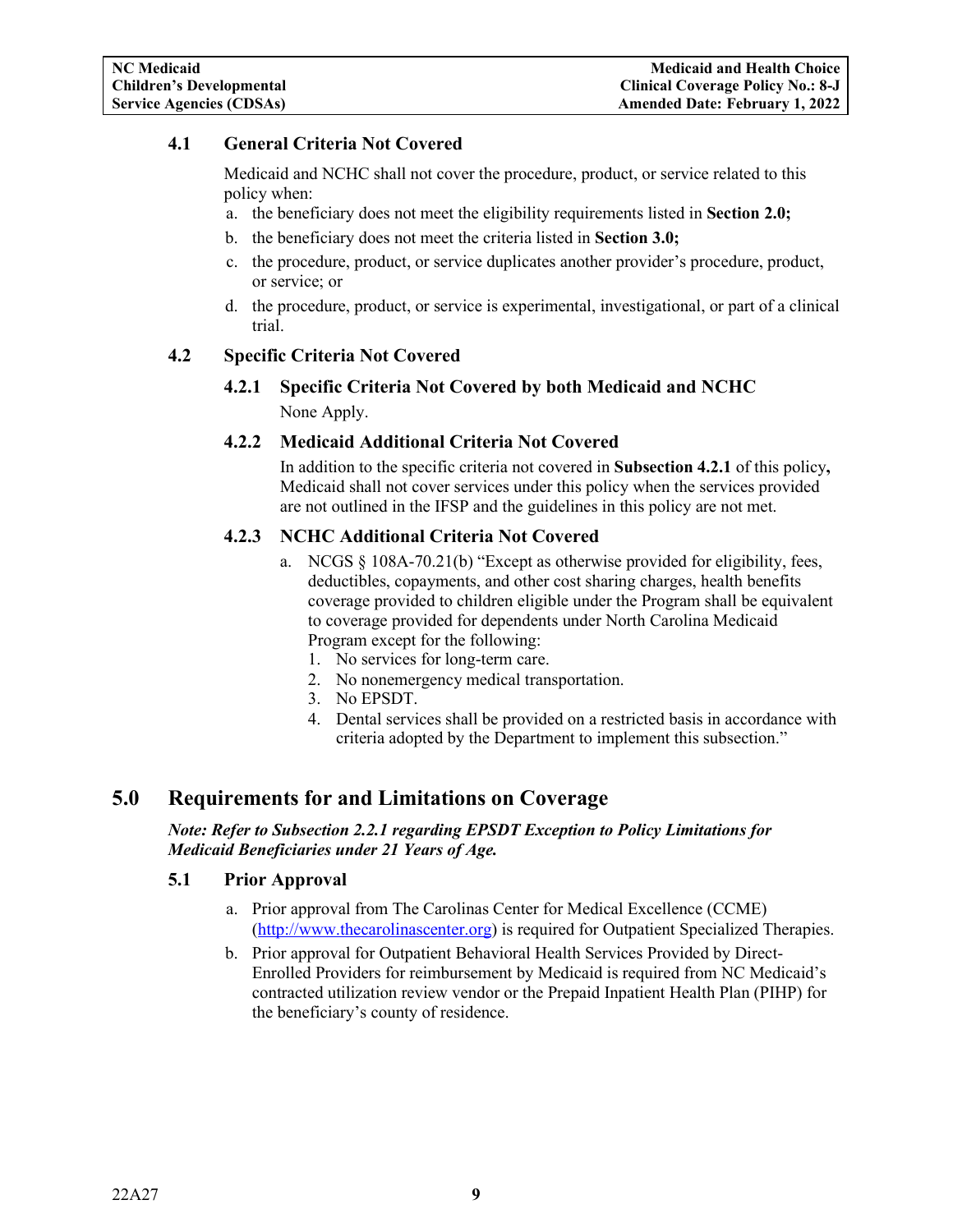### 4.1 General Criteria Not Covered

Medicaid and NCHC shall not cover the procedure, product, or service related to this policy when:

a. the beneficiary does not meet the eligibility requirements listed in **Section 2.0;**
b. the beneficiary does not meet the criteria listed in **Section 3.0;**
c. the procedure, product, or service duplicates another provider's procedure, product, or service; or
d. the procedure, product, or service is experimental, investigational, or part of a clinical trial.

### 4.2 Specific Criteria Not Covered

#### 4.2.1 Specific Criteria Not Covered by both Medicaid and NCHC

None Apply.

#### 4.2.2 Medicaid Additional Criteria Not Covered

In addition to the specific criteria not covered in **Subsection 4.2.1** of this policy**,** Medicaid shall not cover services under this policy when the services provided are not outlined in the IFSP and the guidelines in this policy are not met.

#### 4.2.3 NCHC Additional Criteria Not Covered

a. NCGS § 108A-70.21(b) "Except as otherwise provided for eligibility, fees, deductibles, copayments, and other cost sharing charges, health benefits coverage provided to children eligible under the Program shall be equivalent to coverage provided for dependents under North Carolina Medicaid Program except for the following:
   1. No services for long-term care.
   2. No nonemergency medical transportation.
   3. No EPSDT.
   4. Dental services shall be provided on a restricted basis in accordance with criteria adopted by the Department to implement this subsection."

## 5.0 Requirements for and Limitations on Coverage

***Note: Refer to Subsection 2.2.1 regarding EPSDT Exception to Policy Limitations for Medicaid Beneficiaries under 21 Years of Age.***

### 5.1 Prior Approval

a. Prior approval from The Carolinas Center for Medical Excellence (CCME) (http://www.thecarolinascenter.org) is required for Outpatient Specialized Therapies.
b. Prior approval for Outpatient Behavioral Health Services Provided by Direct-Enrolled Providers for reimbursement by Medicaid is required from NC Medicaid's contracted utilization review vendor or the Prepaid Inpatient Health Plan (PIHP) for the beneficiary's county of residence.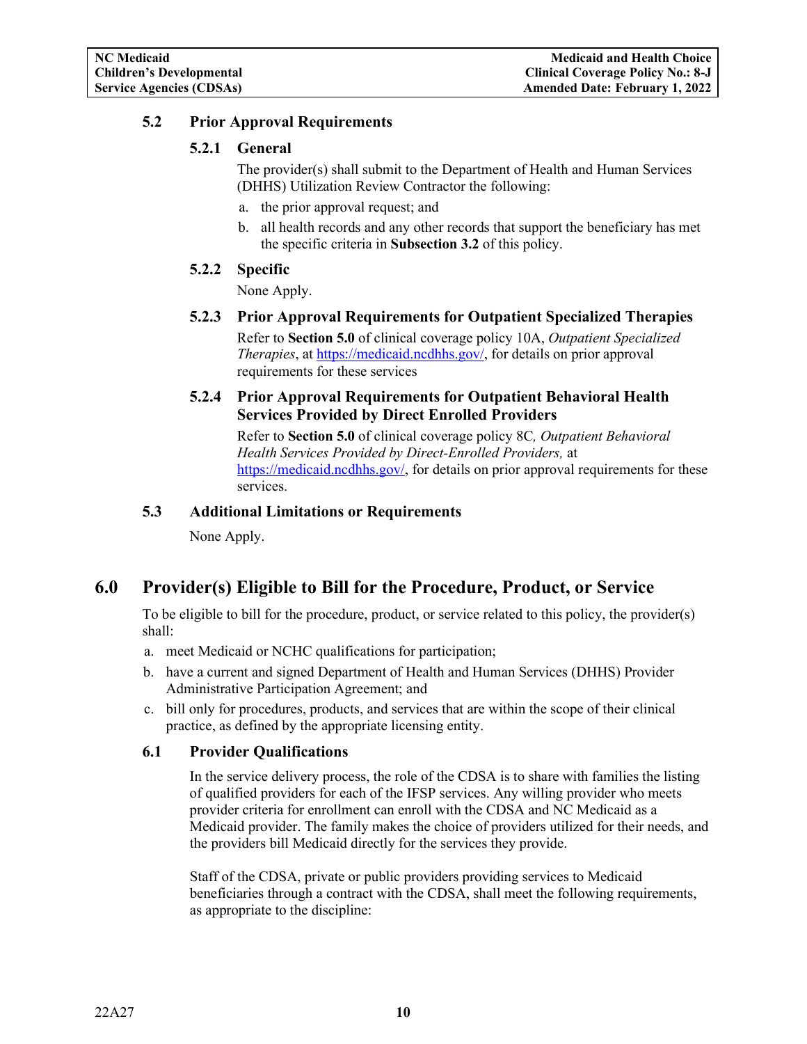### 5.2 Prior Approval Requirements

#### 5.2.1 General

The provider(s) shall submit to the Department of Health and Human Services (DHHS) Utilization Review Contractor the following:

a. the prior approval request; and
b. all health records and any other records that support the beneficiary has met the specific criteria in **Subsection 3.2** of this policy.

#### 5.2.2 Specific

None Apply.

#### 5.2.3 Prior Approval Requirements for Outpatient Specialized Therapies

Refer to **Section 5.0** of clinical coverage policy 10A, *Outpatient Specialized Therapies*, at https://medicaid.ncdhhs.gov/, for details on prior approval requirements for these services

#### 5.2.4 Prior Approval Requirements for Outpatient Behavioral Health Services Provided by Direct Enrolled Providers

Refer to **Section 5.0** of clinical coverage policy 8C*, Outpatient Behavioral Health Services Provided by Direct-Enrolled Providers,* at https://medicaid.ncdhhs.gov/, for details on prior approval requirements for these services.

### 5.3 Additional Limitations or Requirements

None Apply.

## 6.0 Provider(s) Eligible to Bill for the Procedure, Product, or Service

To be eligible to bill for the procedure, product, or service related to this policy, the provider(s) shall:

a. meet Medicaid or NCHC qualifications for participation;
b. have a current and signed Department of Health and Human Services (DHHS) Provider Administrative Participation Agreement; and
c. bill only for procedures, products, and services that are within the scope of their clinical practice, as defined by the appropriate licensing entity.

### 6.1 Provider Qualifications

In the service delivery process, the role of the CDSA is to share with families the listing of qualified providers for each of the IFSP services. Any willing provider who meets provider criteria for enrollment can enroll with the CDSA and NC Medicaid as a Medicaid provider. The family makes the choice of providers utilized for their needs, and the providers bill Medicaid directly for the services they provide.

Staff of the CDSA, private or public providers providing services to Medicaid beneficiaries through a contract with the CDSA, shall meet the following requirements, as appropriate to the discipline: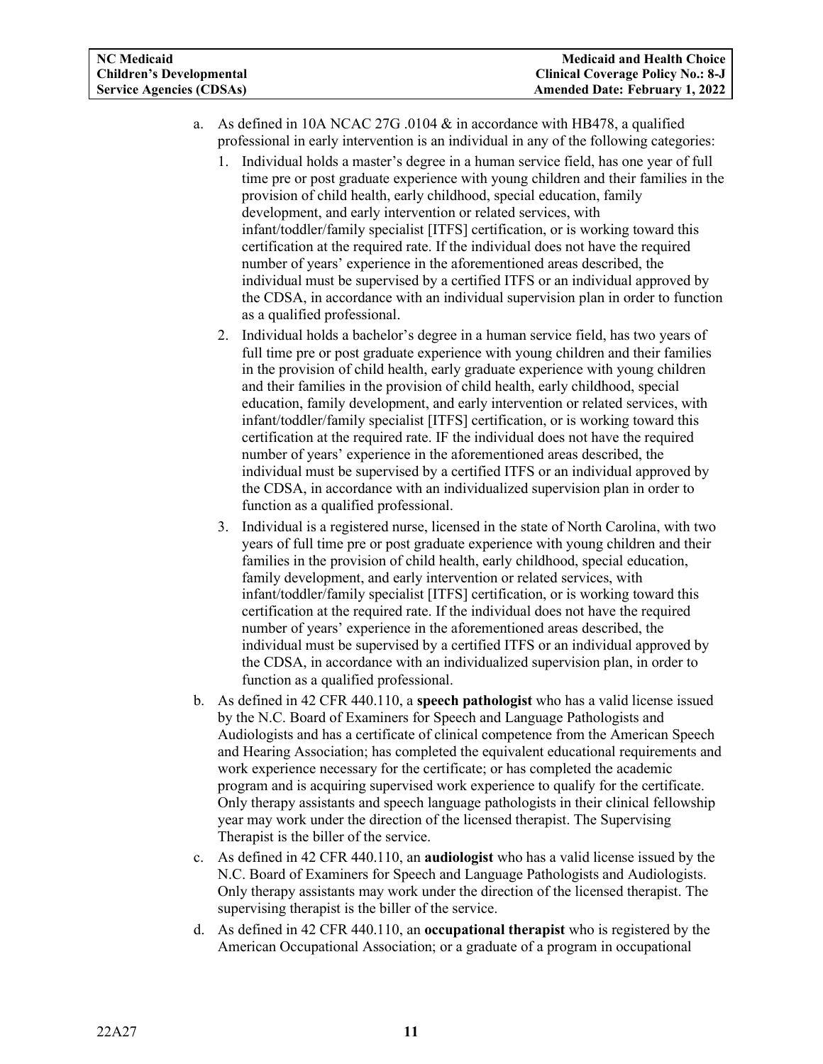a. As defined in 10A NCAC 27G .0104 & in accordance with HB478, a qualified professional in early intervention is an individual in any of the following categories:
   1. Individual holds a master's degree in a human service field, has one year of full time pre or post graduate experience with young children and their families in the provision of child health, early childhood, special education, family development, and early intervention or related services, with infant/toddler/family specialist [ITFS] certification, or is working toward this certification at the required rate. If the individual does not have the required number of years' experience in the aforementioned areas described, the individual must be supervised by a certified ITFS or an individual approved by the CDSA, in accordance with an individual supervision plan in order to function as a qualified professional.
   2. Individual holds a bachelor's degree in a human service field, has two years of full time pre or post graduate experience with young children and their families in the provision of child health, early graduate experience with young children and their families in the provision of child health, early childhood, special education, family development, and early intervention or related services, with infant/toddler/family specialist [ITFS] certification, or is working toward this certification at the required rate. IF the individual does not have the required number of years' experience in the aforementioned areas described, the individual must be supervised by a certified ITFS or an individual approved by the CDSA, in accordance with an individualized supervision plan in order to function as a qualified professional.
   3. Individual is a registered nurse, licensed in the state of North Carolina, with two years of full time pre or post graduate experience with young children and their families in the provision of child health, early childhood, special education, family development, and early intervention or related services, with infant/toddler/family specialist [ITFS] certification, or is working toward this certification at the required rate. If the individual does not have the required number of years' experience in the aforementioned areas described, the individual must be supervised by a certified ITFS or an individual approved by the CDSA, in accordance with an individualized supervision plan, in order to function as a qualified professional.
b. As defined in 42 CFR 440.110, a **speech pathologist** who has a valid license issued by the N.C. Board of Examiners for Speech and Language Pathologists and Audiologists and has a certificate of clinical competence from the American Speech and Hearing Association; has completed the equivalent educational requirements and work experience necessary for the certificate; or has completed the academic program and is acquiring supervised work experience to qualify for the certificate. Only therapy assistants and speech language pathologists in their clinical fellowship year may work under the direction of the licensed therapist. The Supervising Therapist is the biller of the service.
c. As defined in 42 CFR 440.110, an **audiologist** who has a valid license issued by the N.C. Board of Examiners for Speech and Language Pathologists and Audiologists. Only therapy assistants may work under the direction of the licensed therapist. The supervising therapist is the biller of the service.
d. As defined in 42 CFR 440.110, an **occupational therapist** who is registered by the American Occupational Association; or a graduate of a program in occupational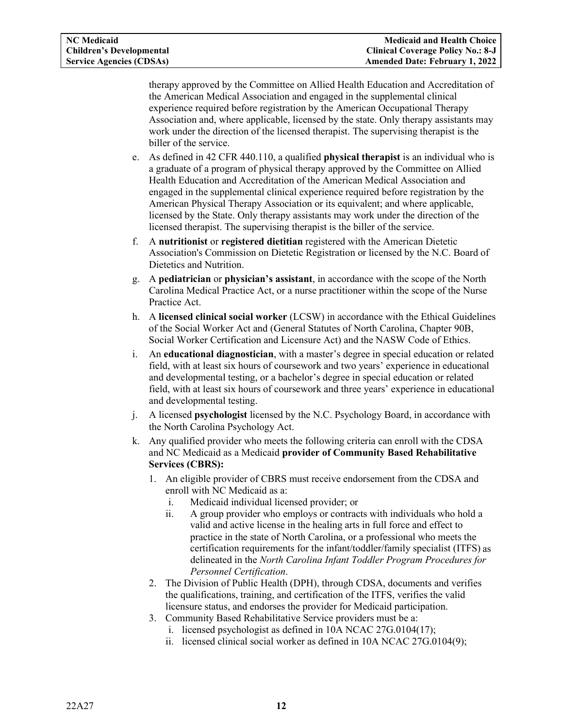therapy approved by the Committee on Allied Health Education and Accreditation of the American Medical Association and engaged in the supplemental clinical experience required before registration by the American Occupational Therapy Association and, where applicable, licensed by the state. Only therapy assistants may work under the direction of the licensed therapist. The supervising therapist is the biller of the service.

e. As defined in 42 CFR 440.110, a qualified **physical therapist** is an individual who is a graduate of a program of physical therapy approved by the Committee on Allied Health Education and Accreditation of the American Medical Association and engaged in the supplemental clinical experience required before registration by the American Physical Therapy Association or its equivalent; and where applicable, licensed by the State. Only therapy assistants may work under the direction of the licensed therapist. The supervising therapist is the biller of the service.

f. A **nutritionist** or **registered dietitian** registered with the American Dietetic Association's Commission on Dietetic Registration or licensed by the N.C. Board of Dietetics and Nutrition.

g. A **pediatrician** or **physician's assistant**, in accordance with the scope of the North Carolina Medical Practice Act, or a nurse practitioner within the scope of the Nurse Practice Act.

h. A **licensed clinical social worker** (LCSW) in accordance with the Ethical Guidelines of the Social Worker Act and (General Statutes of North Carolina, Chapter 90B, Social Worker Certification and Licensure Act) and the NASW Code of Ethics.

i. An **educational diagnostician**, with a master's degree in special education or related field, with at least six hours of coursework and two years' experience in educational and developmental testing, or a bachelor's degree in special education or related field, with at least six hours of coursework and three years' experience in educational and developmental testing.

j. A licensed **psychologist** licensed by the N.C. Psychology Board, in accordance with the North Carolina Psychology Act.

k. Any qualified provider who meets the following criteria can enroll with the CDSA and NC Medicaid as a Medicaid **provider of Community Based Rehabilitative Services (CBRS):**

   1. An eligible provider of CBRS must receive endorsement from the CDSA and enroll with NC Medicaid as a:
      i. Medicaid individual licensed provider; or
      ii. A group provider who employs or contracts with individuals who hold a valid and active license in the healing arts in full force and effect to practice in the state of North Carolina, or a professional who meets the certification requirements for the infant/toddler/family specialist (ITFS) as delineated in the *North Carolina Infant Toddler Program Procedures for Personnel Certification*.
   2. The Division of Public Health (DPH), through CDSA, documents and verifies the qualifications, training, and certification of the ITFS, verifies the valid licensure status, and endorses the provider for Medicaid participation.
   3. Community Based Rehabilitative Service providers must be a:
      i. licensed psychologist as defined in 10A NCAC 27G.0104(17);
      ii. licensed clinical social worker as defined in 10A NCAC 27G.0104(9);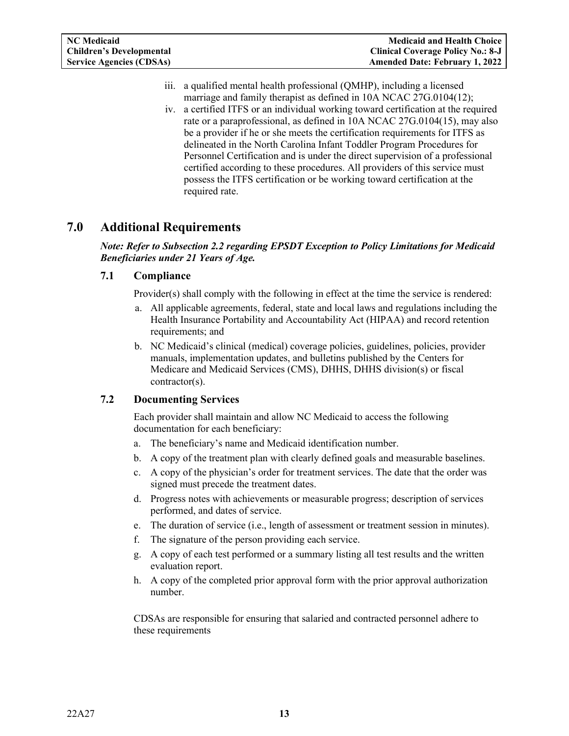iii. a qualified mental health professional (QMHP), including a licensed marriage and family therapist as defined in 10A NCAC 27G.0104(12);

iv. a certified ITFS or an individual working toward certification at the required rate or a paraprofessional, as defined in 10A NCAC 27G.0104(15), may also be a provider if he or she meets the certification requirements for ITFS as delineated in the North Carolina Infant Toddler Program Procedures for Personnel Certification and is under the direct supervision of a professional certified according to these procedures. All providers of this service must possess the ITFS certification or be working toward certification at the required rate.

# 7.0 Additional Requirements

***Note: Refer to Subsection 2.2 regarding EPSDT Exception to Policy Limitations for Medicaid Beneficiaries under 21 Years of Age.***

## 7.1 Compliance

Provider(s) shall comply with the following in effect at the time the service is rendered:

a. All applicable agreements, federal, state and local laws and regulations including the Health Insurance Portability and Accountability Act (HIPAA) and record retention requirements; and

b. NC Medicaid's clinical (medical) coverage policies, guidelines, policies, provider manuals, implementation updates, and bulletins published by the Centers for Medicare and Medicaid Services (CMS), DHHS, DHHS division(s) or fiscal contractor(s).

## 7.2 Documenting Services

Each provider shall maintain and allow NC Medicaid to access the following documentation for each beneficiary:

a. The beneficiary's name and Medicaid identification number.

b. A copy of the treatment plan with clearly defined goals and measurable baselines.

c. A copy of the physician's order for treatment services. The date that the order was signed must precede the treatment dates.

d. Progress notes with achievements or measurable progress; description of services performed, and dates of service.

e. The duration of service (i.e., length of assessment or treatment session in minutes).

f. The signature of the person providing each service.

g. A copy of each test performed or a summary listing all test results and the written evaluation report.

h. A copy of the completed prior approval form with the prior approval authorization number.

CDSAs are responsible for ensuring that salaried and contracted personnel adhere to these requirements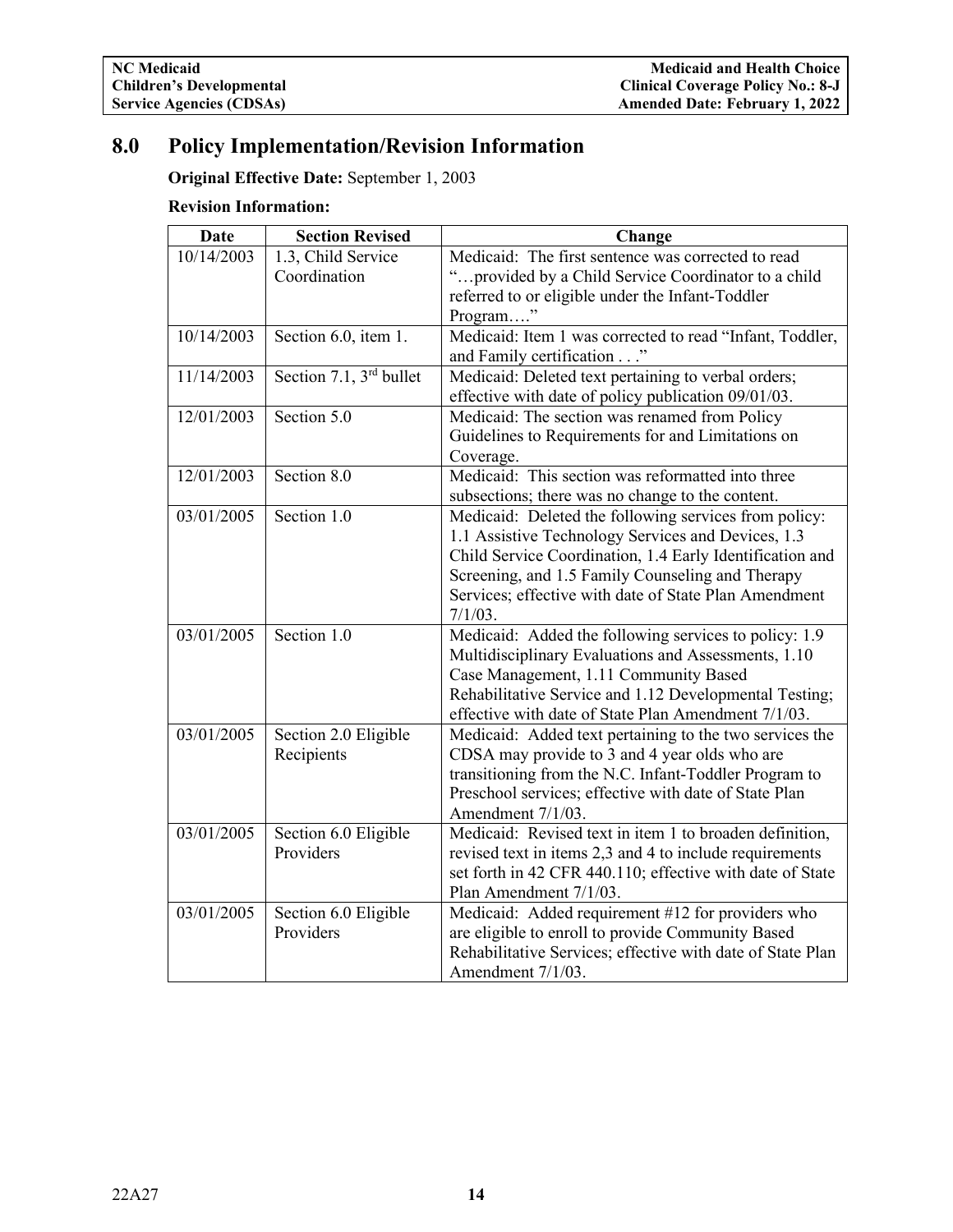## 8.0 Policy Implementation/Revision Information

**Original Effective Date:** September 1, 2003

**Revision Information:**

| Date | Section Revised | Change |
|---|---|---|
| 10/14/2003 | 1.3, Child Service Coordination | Medicaid: The first sentence was corrected to read "…provided by a Child Service Coordinator to a child referred to or eligible under the Infant-Toddler Program…." |
| 10/14/2003 | Section 6.0, item 1. | Medicaid: Item 1 was corrected to read "Infant, Toddler, and Family certification . . ." |
| 11/14/2003 | Section 7.1, 3rd bullet | Medicaid: Deleted text pertaining to verbal orders; effective with date of policy publication 09/01/03. |
| 12/01/2003 | Section 5.0 | Medicaid: The section was renamed from Policy Guidelines to Requirements for and Limitations on Coverage. |
| 12/01/2003 | Section 8.0 | Medicaid: This section was reformatted into three subsections; there was no change to the content. |
| 03/01/2005 | Section 1.0 | Medicaid: Deleted the following services from policy: 1.1 Assistive Technology Services and Devices, 1.3 Child Service Coordination, 1.4 Early Identification and Screening, and 1.5 Family Counseling and Therapy Services; effective with date of State Plan Amendment 7/1/03. |
| 03/01/2005 | Section 1.0 | Medicaid: Added the following services to policy: 1.9 Multidisciplinary Evaluations and Assessments, 1.10 Case Management, 1.11 Community Based Rehabilitative Service and 1.12 Developmental Testing; effective with date of State Plan Amendment 7/1/03. |
| 03/01/2005 | Section 2.0 Eligible Recipients | Medicaid: Added text pertaining to the two services the CDSA may provide to 3 and 4 year olds who are transitioning from the N.C. Infant-Toddler Program to Preschool services; effective with date of State Plan Amendment 7/1/03. |
| 03/01/2005 | Section 6.0 Eligible Providers | Medicaid: Revised text in item 1 to broaden definition, revised text in items 2,3 and 4 to include requirements set forth in 42 CFR 440.110; effective with date of State Plan Amendment 7/1/03. |
| 03/01/2005 | Section 6.0 Eligible Providers | Medicaid: Added requirement #12 for providers who are eligible to enroll to provide Community Based Rehabilitative Services; effective with date of State Plan Amendment 7/1/03. |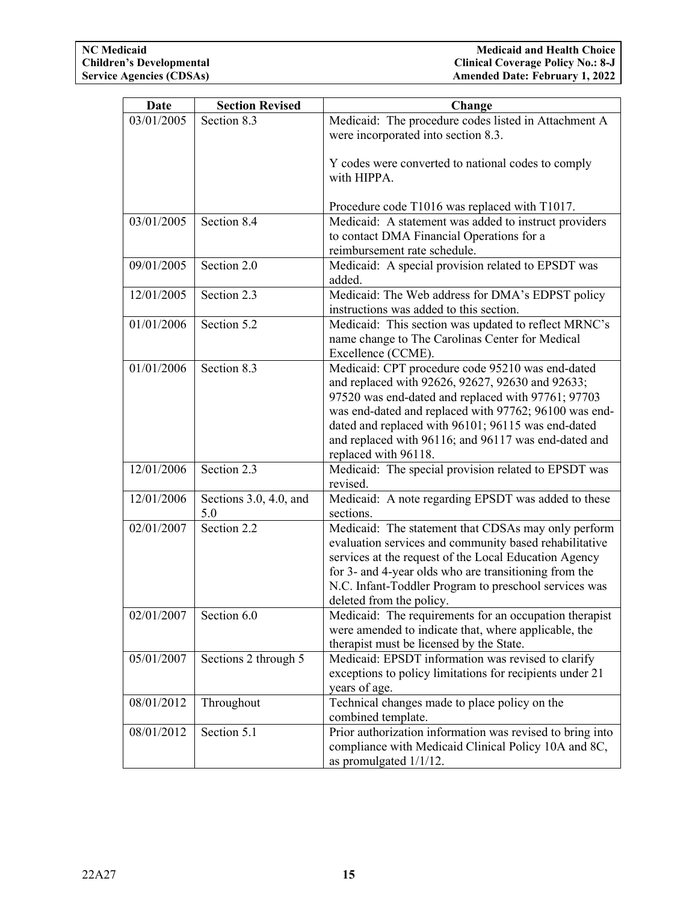| Date | Section Revised | Change |
|---|---|---|
| 03/01/2005 | Section 8.3 | Medicaid: The procedure codes listed in Attachment A were incorporated into section 8.3.<br><br>Y codes were converted to national codes to comply with HIPPA.<br><br>Procedure code T1016 was replaced with T1017. |
| 03/01/2005 | Section 8.4 | Medicaid: A statement was added to instruct providers to contact DMA Financial Operations for a reimbursement rate schedule. |
| 09/01/2005 | Section 2.0 | Medicaid: A special provision related to EPSDT was added. |
| 12/01/2005 | Section 2.3 | Medicaid: The Web address for DMA's EDPST policy instructions was added to this section. |
| 01/01/2006 | Section 5.2 | Medicaid: This section was updated to reflect MRNC's name change to The Carolinas Center for Medical Excellence (CCME). |
| 01/01/2006 | Section 8.3 | Medicaid: CPT procedure code 95210 was end-dated and replaced with 92626, 92627, 92630 and 92633; 97520 was end-dated and replaced with 97761; 97703 was end-dated and replaced with 97762; 96100 was end-dated and replaced with 96101; 96115 was end-dated and replaced with 96116; and 96117 was end-dated and replaced with 96118. |
| 12/01/2006 | Section 2.3 | Medicaid: The special provision related to EPSDT was revised. |
| 12/01/2006 | Sections 3.0, 4.0, and 5.0 | Medicaid: A note regarding EPSDT was added to these sections. |
| 02/01/2007 | Section 2.2 | Medicaid: The statement that CDSAs may only perform evaluation services and community based rehabilitative services at the request of the Local Education Agency for 3- and 4-year olds who are transitioning from the N.C. Infant-Toddler Program to preschool services was deleted from the policy. |
| 02/01/2007 | Section 6.0 | Medicaid: The requirements for an occupation therapist were amended to indicate that, where applicable, the therapist must be licensed by the State. |
| 05/01/2007 | Sections 2 through 5 | Medicaid: EPSDT information was revised to clarify exceptions to policy limitations for recipients under 21 years of age. |
| 08/01/2012 | Throughout | Technical changes made to place policy on the combined template. |
| 08/01/2012 | Section 5.1 | Prior authorization information was revised to bring into compliance with Medicaid Clinical Policy 10A and 8C, as promulgated 1/1/12. |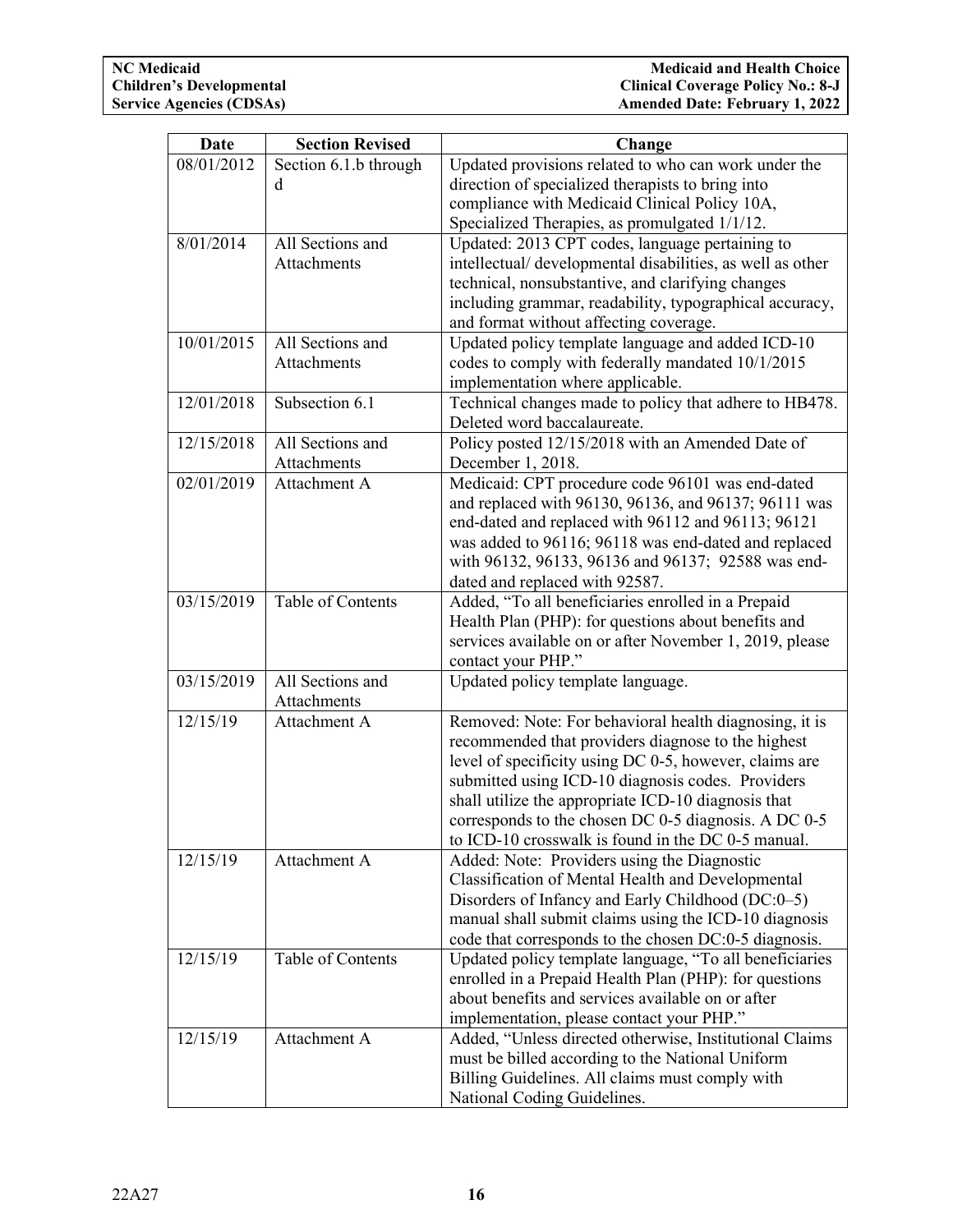| Date | Section Revised | Change |
|---|---|---|
| 08/01/2012 | Section 6.1.b through d | Updated provisions related to who can work under the direction of specialized therapists to bring into compliance with Medicaid Clinical Policy 10A, Specialized Therapies, as promulgated 1/1/12. |
| 8/01/2014 | All Sections and Attachments | Updated: 2013 CPT codes, language pertaining to intellectual/ developmental disabilities, as well as other technical, nonsubstantive, and clarifying changes including grammar, readability, typographical accuracy, and format without affecting coverage. |
| 10/01/2015 | All Sections and Attachments | Updated policy template language and added ICD-10 codes to comply with federally mandated 10/1/2015 implementation where applicable. |
| 12/01/2018 | Subsection 6.1 | Technical changes made to policy that adhere to HB478. Deleted word baccalaureate. |
| 12/15/2018 | All Sections and Attachments | Policy posted 12/15/2018 with an Amended Date of December 1, 2018. |
| 02/01/2019 | Attachment A | Medicaid: CPT procedure code 96101 was end-dated and replaced with 96130, 96136, and 96137; 96111 was end-dated and replaced with 96112 and 96113; 96121 was added to 96116; 96118 was end-dated and replaced with 96132, 96133, 96136 and 96137; 92588 was end-dated and replaced with 92587. |
| 03/15/2019 | Table of Contents | Added, "To all beneficiaries enrolled in a Prepaid Health Plan (PHP): for questions about benefits and services available on or after November 1, 2019, please contact your PHP." |
| 03/15/2019 | All Sections and Attachments | Updated policy template language. |
| 12/15/19 | Attachment A | Removed: Note: For behavioral health diagnosing, it is recommended that providers diagnose to the highest level of specificity using DC 0-5, however, claims are submitted using ICD-10 diagnosis codes. Providers shall utilize the appropriate ICD-10 diagnosis that corresponds to the chosen DC 0-5 diagnosis. A DC 0-5 to ICD-10 crosswalk is found in the DC 0-5 manual. |
| 12/15/19 | Attachment A | Added: Note: Providers using the Diagnostic Classification of Mental Health and Developmental Disorders of Infancy and Early Childhood (DC:0–5) manual shall submit claims using the ICD-10 diagnosis code that corresponds to the chosen DC:0-5 diagnosis. |
| 12/15/19 | Table of Contents | Updated policy template language, "To all beneficiaries enrolled in a Prepaid Health Plan (PHP): for questions about benefits and services available on or after implementation, please contact your PHP." |
| 12/15/19 | Attachment A | Added, "Unless directed otherwise, Institutional Claims must be billed according to the National Uniform Billing Guidelines. All claims must comply with National Coding Guidelines. |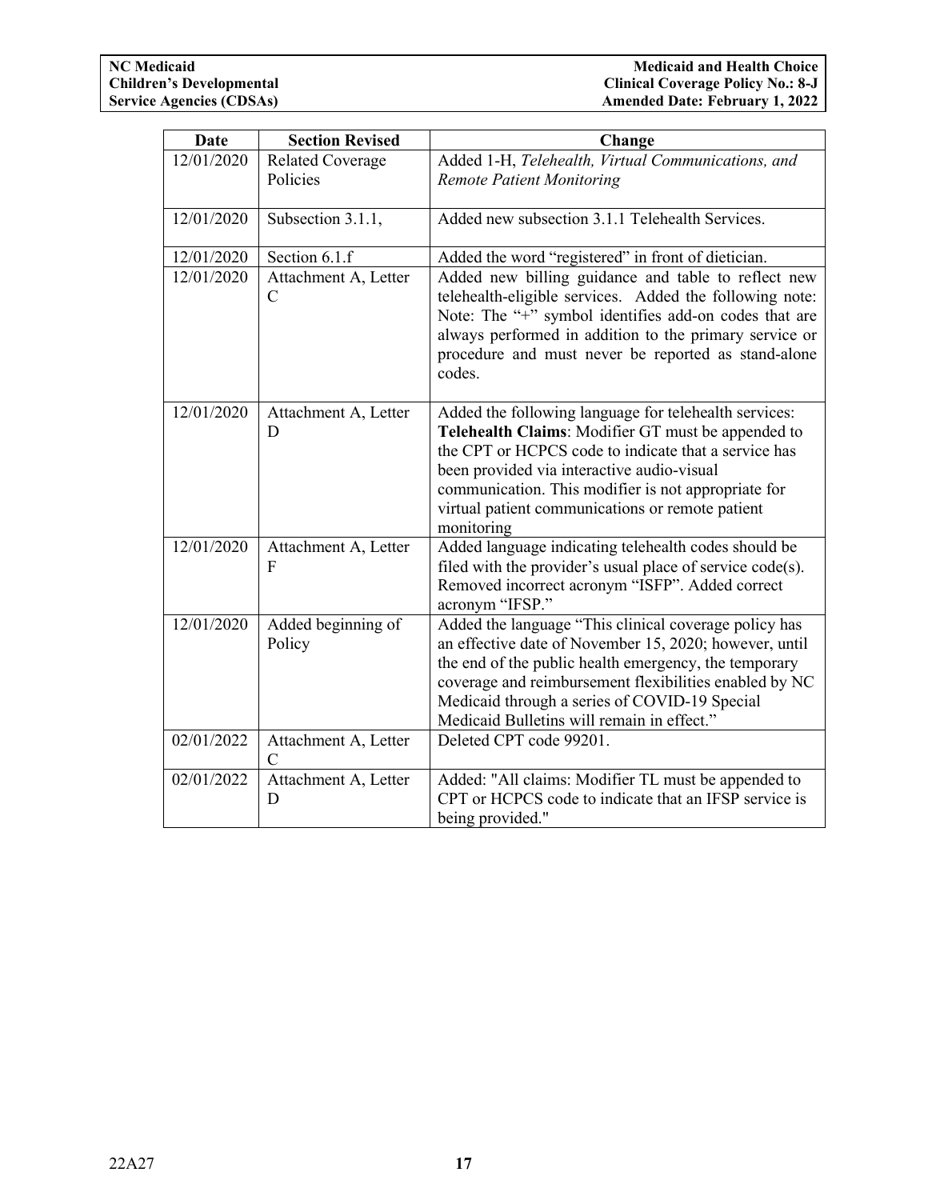| Date | Section Revised | Change |
|---|---|---|
| 12/01/2020 | Related Coverage Policies | Added 1-H, *Telehealth, Virtual Communications, and Remote Patient Monitoring* |
| 12/01/2020 | Subsection 3.1.1, | Added new subsection 3.1.1 Telehealth Services. |
| 12/01/2020 | Section 6.1.f | Added the word "registered" in front of dietician. |
| 12/01/2020 | Attachment A, Letter C | Added new billing guidance and table to reflect new telehealth-eligible services. Added the following note: Note: The "+" symbol identifies add-on codes that are always performed in addition to the primary service or procedure and must never be reported as stand-alone codes. |
| 12/01/2020 | Attachment A, Letter D | Added the following language for telehealth services: **Telehealth Claims**: Modifier GT must be appended to the CPT or HCPCS code to indicate that a service has been provided via interactive audio-visual communication. This modifier is not appropriate for virtual patient communications or remote patient monitoring |
| 12/01/2020 | Attachment A, Letter F | Added language indicating telehealth codes should be filed with the provider's usual place of service code(s). Removed incorrect acronym "ISFP". Added correct acronym "IFSP." |
| 12/01/2020 | Added beginning of Policy | Added the language "This clinical coverage policy has an effective date of November 15, 2020; however, until the end of the public health emergency, the temporary coverage and reimbursement flexibilities enabled by NC Medicaid through a series of COVID-19 Special Medicaid Bulletins will remain in effect." |
| 02/01/2022 | Attachment A, Letter C | Deleted CPT code 99201. |
| 02/01/2022 | Attachment A, Letter D | Added: "All claims: Modifier TL must be appended to CPT or HCPCS code to indicate that an IFSP service is being provided." |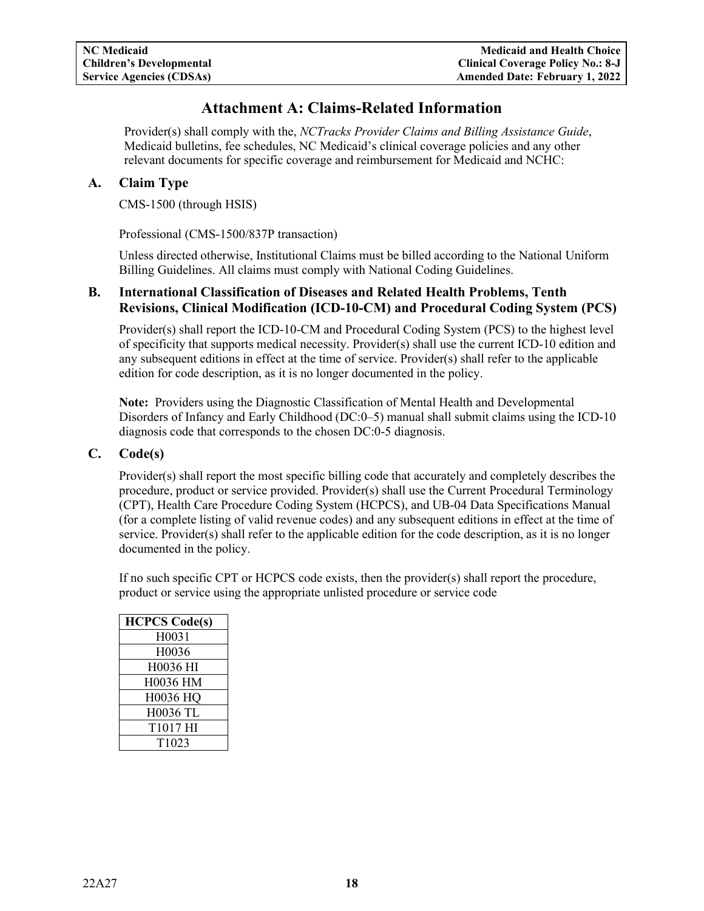# Attachment A: Claims-Related Information

Provider(s) shall comply with the, *NCTracks Provider Claims and Billing Assistance Guide*, Medicaid bulletins, fee schedules, NC Medicaid's clinical coverage policies and any other relevant documents for specific coverage and reimbursement for Medicaid and NCHC:

## A. Claim Type

CMS-1500 (through HSIS)

Professional (CMS-1500/837P transaction)

Unless directed otherwise, Institutional Claims must be billed according to the National Uniform Billing Guidelines. All claims must comply with National Coding Guidelines.

## B. International Classification of Diseases and Related Health Problems, Tenth Revisions, Clinical Modification (ICD-10-CM) and Procedural Coding System (PCS)

Provider(s) shall report the ICD-10-CM and Procedural Coding System (PCS) to the highest level of specificity that supports medical necessity. Provider(s) shall use the current ICD-10 edition and any subsequent editions in effect at the time of service. Provider(s) shall refer to the applicable edition for code description, as it is no longer documented in the policy.

**Note:** Providers using the Diagnostic Classification of Mental Health and Developmental Disorders of Infancy and Early Childhood (DC:0–5) manual shall submit claims using the ICD-10 diagnosis code that corresponds to the chosen DC:0-5 diagnosis.

## C. Code(s)

Provider(s) shall report the most specific billing code that accurately and completely describes the procedure, product or service provided. Provider(s) shall use the Current Procedural Terminology (CPT), Health Care Procedure Coding System (HCPCS), and UB-04 Data Specifications Manual (for a complete listing of valid revenue codes) and any subsequent editions in effect at the time of service. Provider(s) shall refer to the applicable edition for the code description, as it is no longer documented in the policy.

If no such specific CPT or HCPCS code exists, then the provider(s) shall report the procedure, product or service using the appropriate unlisted procedure or service code

| HCPCS Code(s) |
|---|
| H0031 |
| H0036 |
| H0036 HI |
| H0036 HM |
| H0036 HQ |
| H0036 TL |
| T1017 HI |
| T1023 |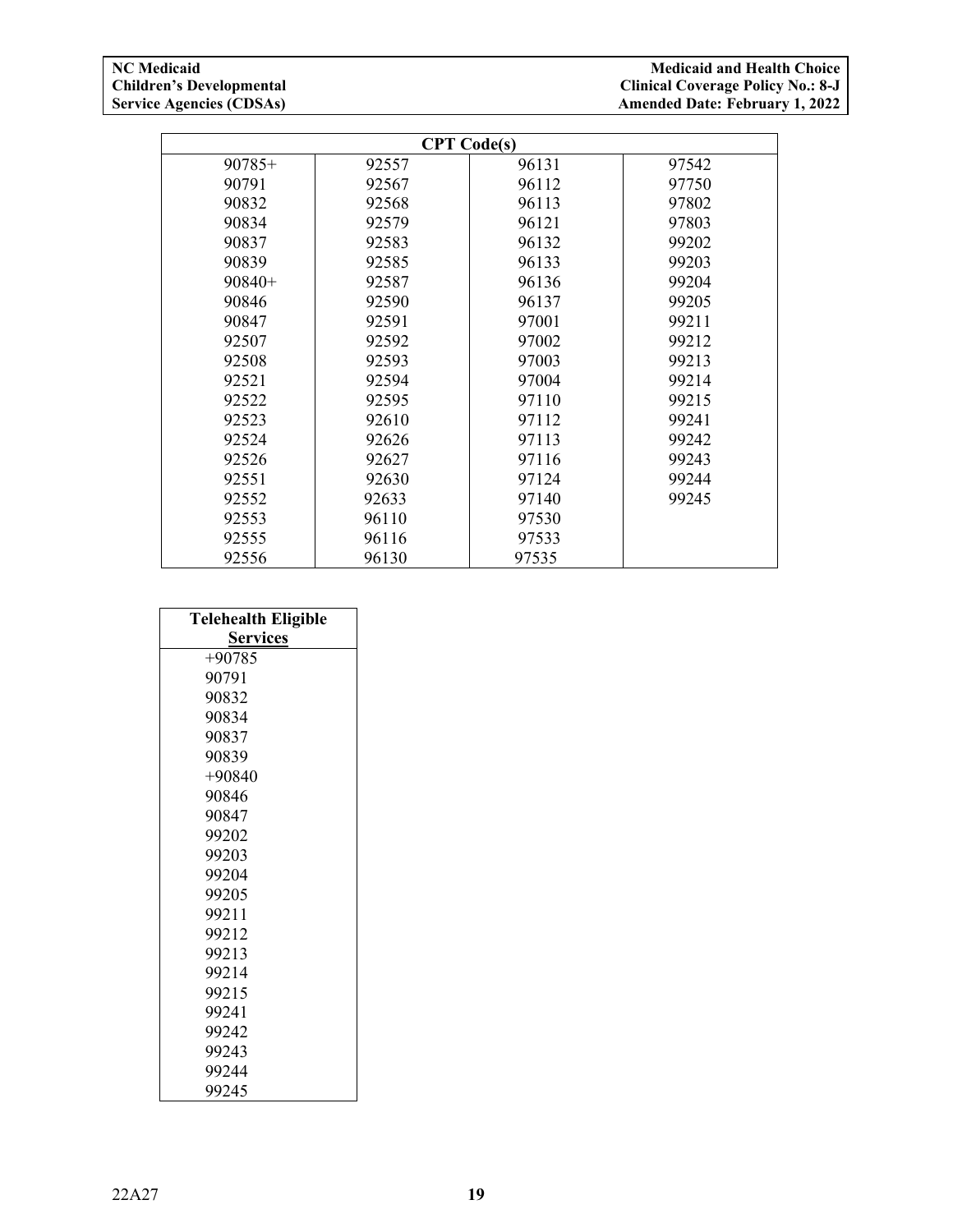| CPT Code(s) | | | |
|---|---|---|---|
| 90785+ | 92557 | 96131 | 97542 |
| 90791 | 92567 | 96112 | 97750 |
| 90832 | 92568 | 96113 | 97802 |
| 90834 | 92579 | 96121 | 97803 |
| 90837 | 92583 | 96132 | 99202 |
| 90839 | 92585 | 96133 | 99203 |
| 90840+ | 92587 | 96136 | 99204 |
| 90846 | 92590 | 96137 | 99205 |
| 90847 | 92591 | 97001 | 99211 |
| 92507 | 92592 | 97002 | 99212 |
| 92508 | 92593 | 97003 | 99213 |
| 92521 | 92594 | 97004 | 99214 |
| 92522 | 92595 | 97110 | 99215 |
| 92523 | 92610 | 97112 | 99241 |
| 92524 | 92626 | 97113 | 99242 |
| 92526 | 92627 | 97116 | 99243 |
| 92551 | 92630 | 97124 | 99244 |
| 92552 | 92633 | 97140 | 99245 |
| 92553 | 96110 | 97530 | |
| 92555 | 96116 | 97533 | |
| 92556 | 96130 | 97535 | |

| Telehealth Eligible Services |
|---|
| +90785 |
| 90791 |
| 90832 |
| 90834 |
| 90837 |
| 90839 |
| +90840 |
| 90846 |
| 90847 |
| 99202 |
| 99203 |
| 99204 |
| 99205 |
| 99211 |
| 99212 |
| 99213 |
| 99214 |
| 99215 |
| 99241 |
| 99242 |
| 99243 |
| 99244 |
| 99245 |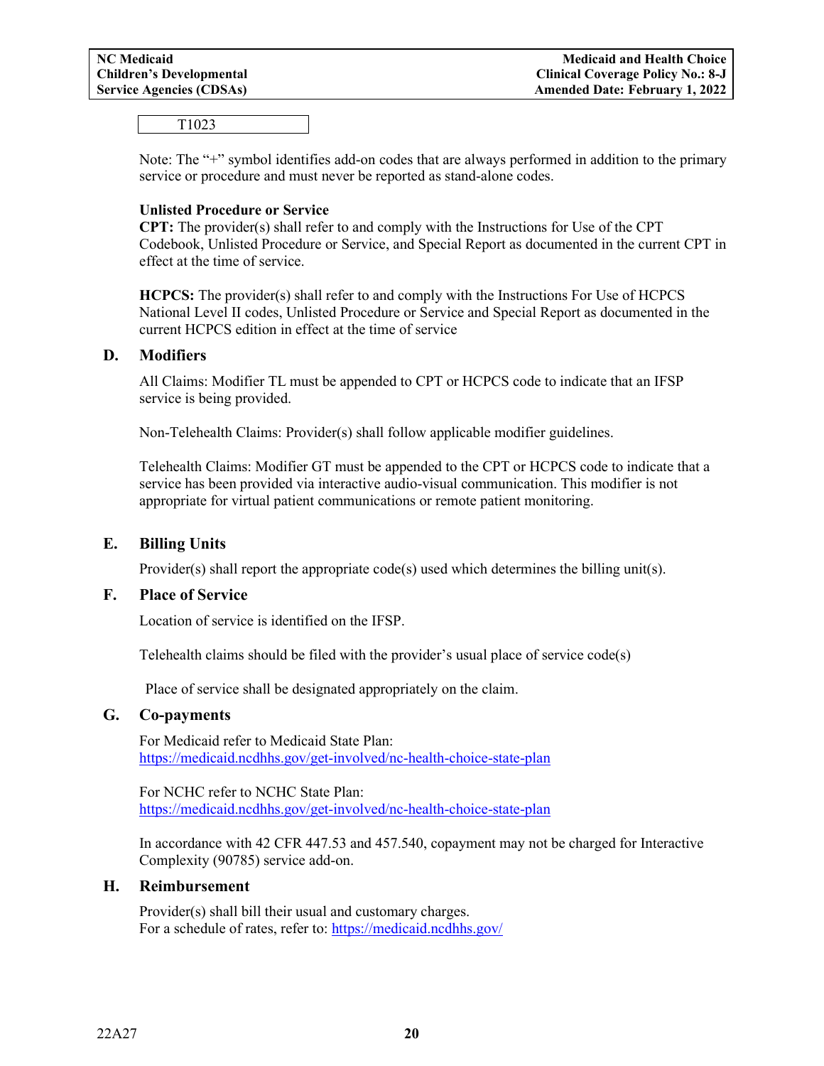| T1023 |
| --- |

Note: The "+" symbol identifies add-on codes that are always performed in addition to the primary service or procedure and must never be reported as stand-alone codes.

**Unlisted Procedure or Service**

**CPT:** The provider(s) shall refer to and comply with the Instructions for Use of the CPT Codebook, Unlisted Procedure or Service, and Special Report as documented in the current CPT in effect at the time of service.

**HCPCS:** The provider(s) shall refer to and comply with the Instructions For Use of HCPCS National Level II codes, Unlisted Procedure or Service and Special Report as documented in the current HCPCS edition in effect at the time of service

## D. Modifiers

All Claims: Modifier TL must be appended to CPT or HCPCS code to indicate that an IFSP service is being provided.

Non-Telehealth Claims: Provider(s) shall follow applicable modifier guidelines.

Telehealth Claims: Modifier GT must be appended to the CPT or HCPCS code to indicate that a service has been provided via interactive audio-visual communication. This modifier is not appropriate for virtual patient communications or remote patient monitoring.

## E. Billing Units

Provider(s) shall report the appropriate code(s) used which determines the billing unit(s).

## F. Place of Service

Location of service is identified on the IFSP.

Telehealth claims should be filed with the provider's usual place of service code(s)

Place of service shall be designated appropriately on the claim.

## G. Co-payments

For Medicaid refer to Medicaid State Plan:
https://medicaid.ncdhhs.gov/get-involved/nc-health-choice-state-plan

For NCHC refer to NCHC State Plan:
https://medicaid.ncdhhs.gov/get-involved/nc-health-choice-state-plan

In accordance with 42 CFR 447.53 and 457.540, copayment may not be charged for Interactive Complexity (90785) service add-on.

## H. Reimbursement

Provider(s) shall bill their usual and customary charges.
For a schedule of rates, refer to: https://medicaid.ncdhhs.gov/

22A27